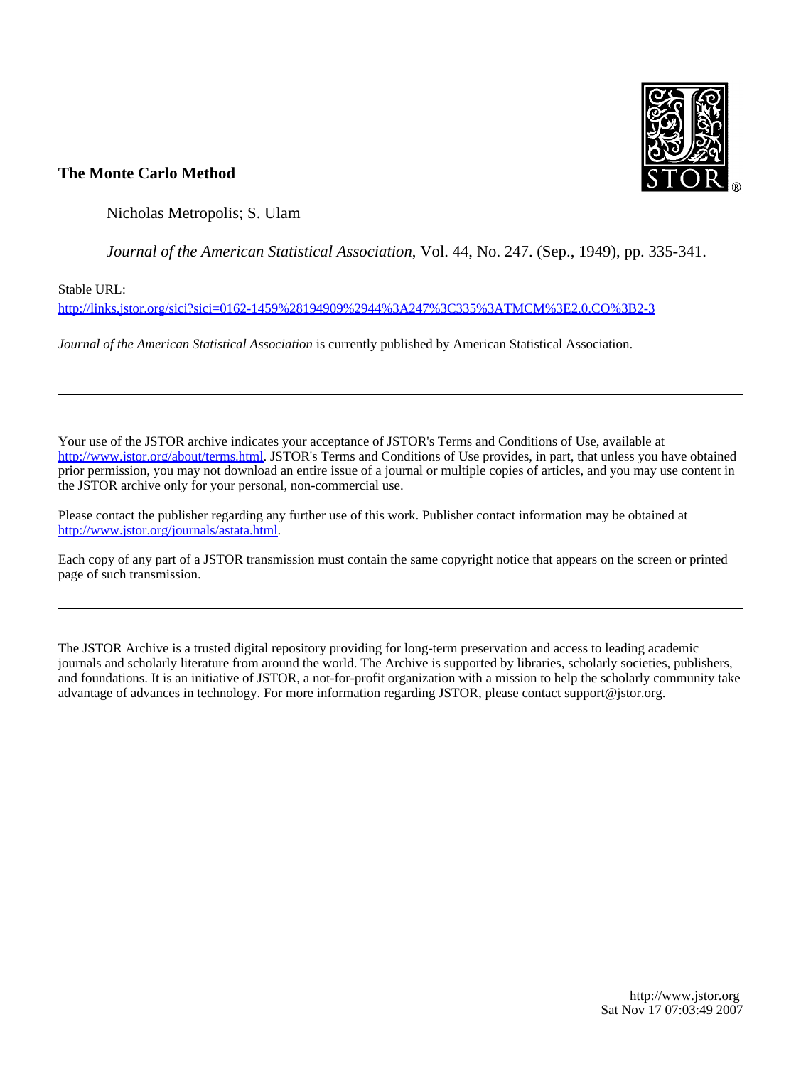**The Monte Carlo Method**

Nicholas Metropolis; S. Ulam

*Journal of the American Statistical Association*, Vol. 44, No. 247. (Sep., 1949), pp. 335-341.

Stable URL:

http://links.jstor.org/sici?sici=0162-1459%28194909%2944%3A247%3C335%3ATMCM%3E2.0.CO%3B2-3

*Journal of the American Statistical Association* is currently published by American Statistical Association.

---

Your use of the JSTOR archive indicates your acceptance of JSTOR's Terms and Conditions of Use, available at http://www.jstor.org/about/terms.html. JSTOR's Terms and Conditions of Use provides, in part, that unless you have obtained prior permission, you may not download an entire issue of a journal or multiple copies of articles, and you may use content in the JSTOR archive only for your personal, non-commercial use.

Please contact the publisher regarding any further use of this work. Publisher contact information may be obtained at http://www.jstor.org/journals/astata.html.

Each copy of any part of a JSTOR transmission must contain the same copyright notice that appears on the screen or printed page of such transmission.

---

The JSTOR Archive is a trusted digital repository providing for long-term preservation and access to leading academic journals and scholarly literature from around the world. The Archive is supported by libraries, scholarly societies, publishers, and foundations. It is an initiative of JSTOR, a not-for-profit organization with a mission to help the scholarly community take advantage of advances in technology. For more information regarding JSTOR, please contact support@jstor.org.

http://www.jstor.org
Sat Nov 17 07:03:49 2007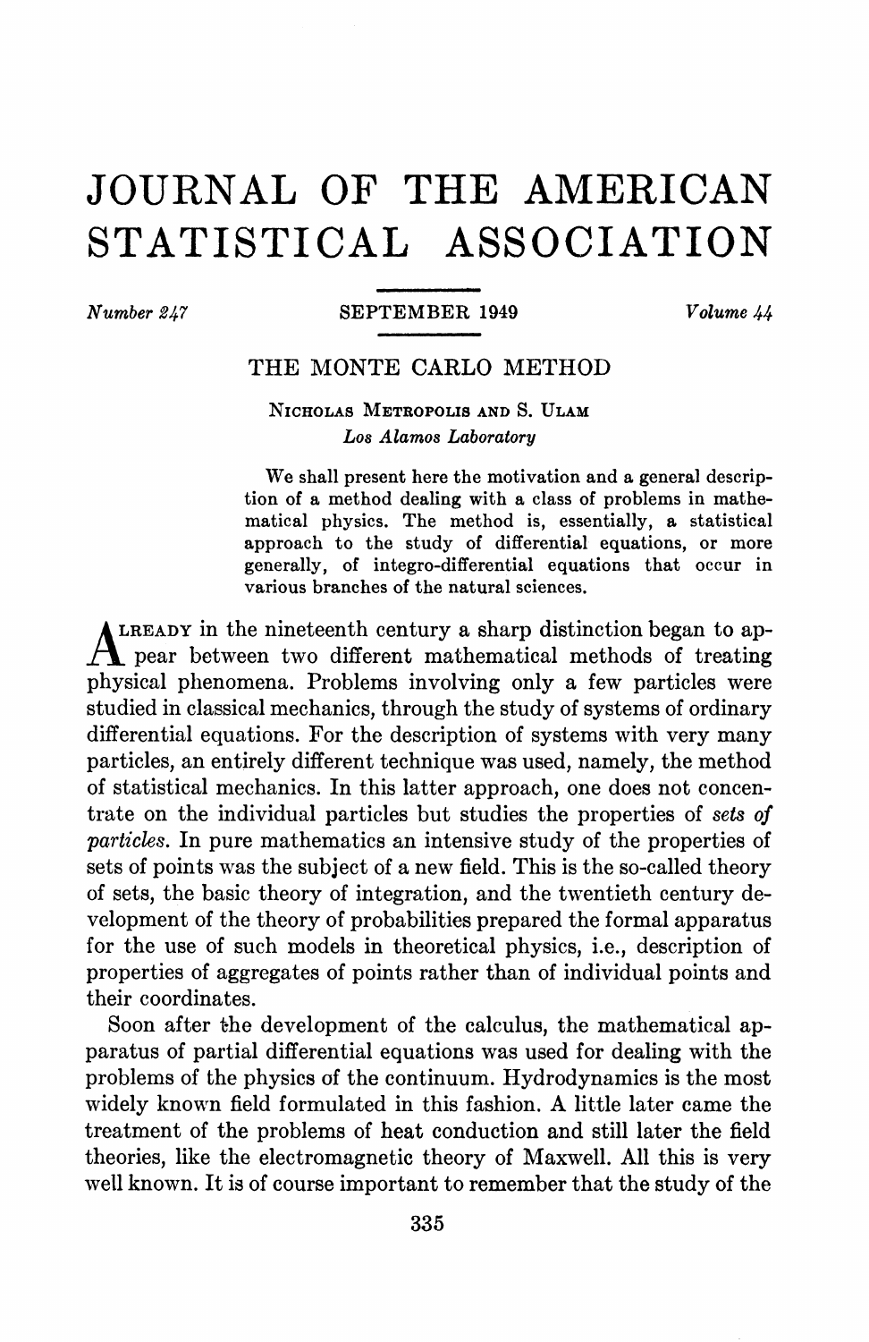# JOURNAL OF THE AMERICAN STATISTICAL ASSOCIATION

*Number 247* SEPTEMBER 1949 *Volume 44*

## THE MONTE CARLO METHOD

NICHOLAS METROPOLIS AND S. ULAM
*Los Alamos Laboratory*

We shall present here the motivation and a general description of a method dealing with a class of problems in mathematical physics. The method is, essentially, a statistical approach to the study of differential equations, or more generally, of integro-differential equations that occur in various branches of the natural sciences.

ALREADY in the nineteenth century a sharp distinction began to appear between two different mathematical methods of treating physical phenomena. Problems involving only a few particles were studied in classical mechanics, through the study of systems of ordinary differential equations. For the description of systems with very many particles, an entirely different technique was used, namely, the method of statistical mechanics. In this latter approach, one does not concentrate on the individual particles but studies the properties of *sets of particles*. In pure mathematics an intensive study of the properties of sets of points was the subject of a new field. This is the so-called theory of sets, the basic theory of integration, and the twentieth century development of the theory of probabilities prepared the formal apparatus for the use of such models in theoretical physics, i.e., description of properties of aggregates of points rather than of individual points and their coordinates.

Soon after the development of the calculus, the mathematical apparatus of partial differential equations was used for dealing with the problems of the physics of the continuum. Hydrodynamics is the most widely known field formulated in this fashion. A little later came the treatment of the problems of heat conduction and still later the field theories, like the electromagnetic theory of Maxwell. All this is very well known. It is of course important to remember that the study of the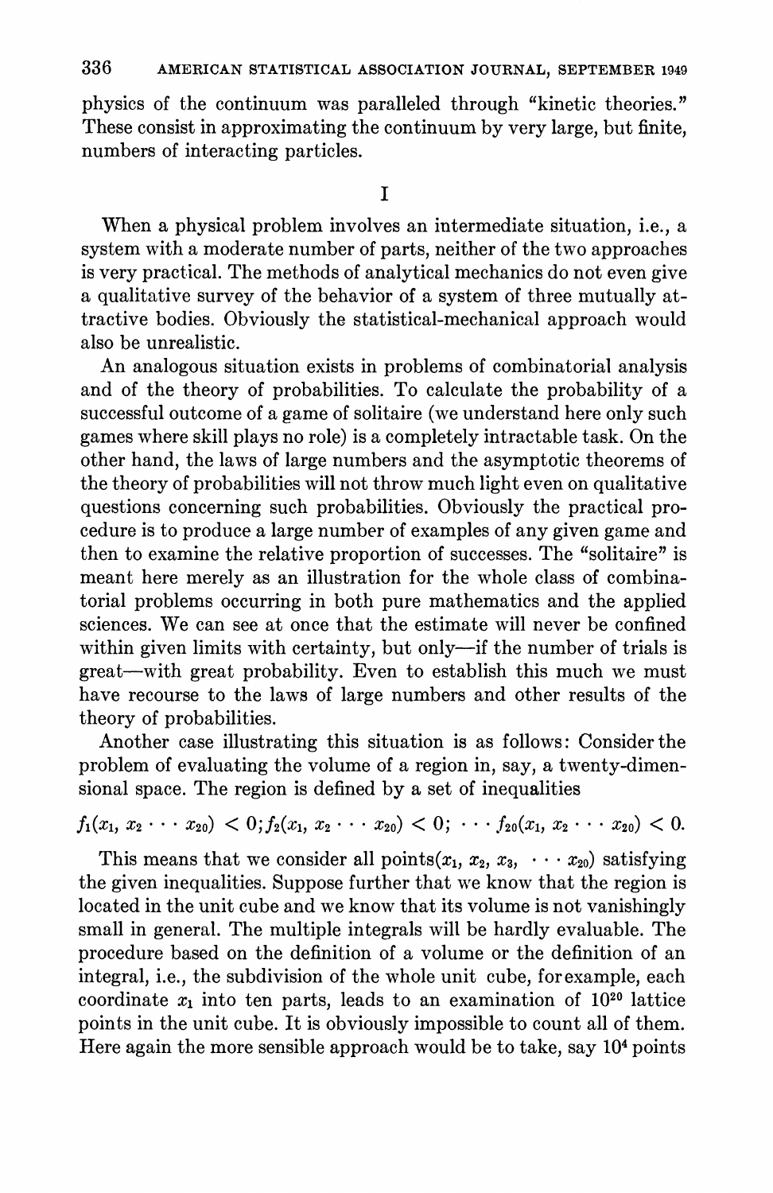physics of the continuum was paralleled through "kinetic theories." These consist in approximating the continuum by very large, but finite, numbers of interacting particles.

## I

When a physical problem involves an intermediate situation, i.e., a system with a moderate number of parts, neither of the two approaches is very practical. The methods of analytical mechanics do not even give a qualitative survey of the behavior of a system of three mutually attractive bodies. Obviously the statistical-mechanical approach would also be unrealistic.

An analogous situation exists in problems of combinatorial analysis and of the theory of probabilities. To calculate the probability of a successful outcome of a game of solitaire (we understand here only such games where skill plays no role) is a completely intractable task. On the other hand, the laws of large numbers and the asymptotic theorems of the theory of probabilities will not throw much light even on qualitative questions concerning such probabilities. Obviously the practical procedure is to produce a large number of examples of any given game and then to examine the relative proportion of successes. The "solitaire" is meant here merely as an illustration for the whole class of combinatorial problems occurring in both pure mathematics and the applied sciences. We can see at once that the estimate will never be confined within given limits with certainty, but only—if the number of trials is great—with great probability. Even to establish this much we must have recourse to the laws of large numbers and other results of the theory of probabilities.

Another case illustrating this situation is as follows: Consider the problem of evaluating the volume of a region in, say, a twenty-dimensional space. The region is defined by a set of inequalities

$$f_1(x_1, x_2 \cdots x_{20}) < 0; f_2(x_1, x_2 \cdots x_{20}) < 0; \cdots f_{20}(x_1, x_2 \cdots x_{20}) < 0.$$

This means that we consider all points$(x_1, x_2, x_3, \cdots x_{20})$ satisfying the given inequalities. Suppose further that we know that the region is located in the unit cube and we know that its volume is not vanishingly small in general. The multiple integrals will be hardly evaluable. The procedure based on the definition of a volume or the definition of an integral, i.e., the subdivision of the whole unit cube, for example, each coordinate $x_1$ into ten parts, leads to an examination of $10^{20}$ lattice points in the unit cube. It is obviously impossible to count all of them. Here again the more sensible approach would be to take, say $10^4$ points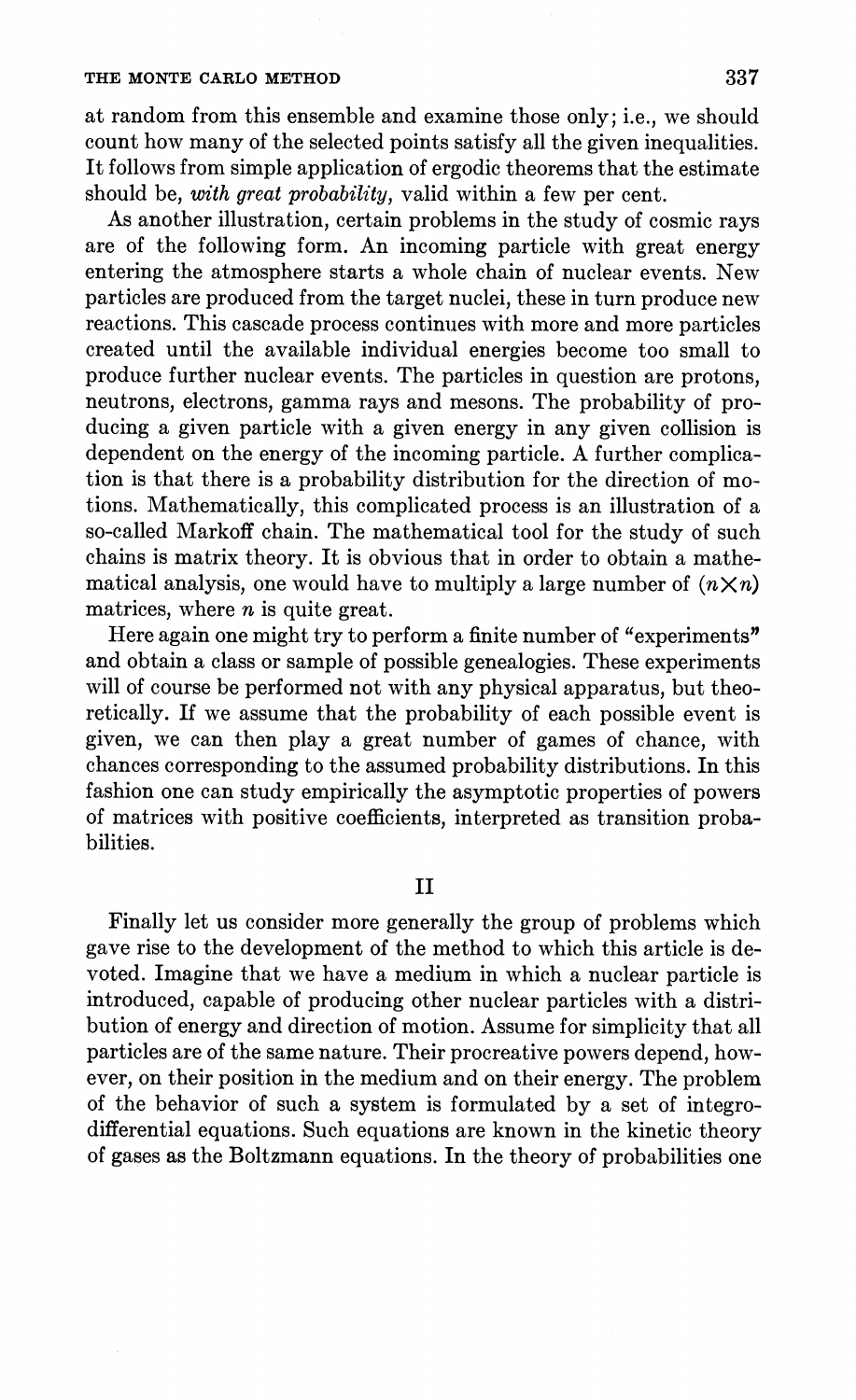at random from this ensemble and examine those only; i.e., we should count how many of the selected points satisfy all the given inequalities. It follows from simple application of ergodic theorems that the estimate should be, *with great probability*, valid within a few per cent.

As another illustration, certain problems in the study of cosmic rays are of the following form. An incoming particle with great energy entering the atmosphere starts a whole chain of nuclear events. New particles are produced from the target nuclei, these in turn produce new reactions. This cascade process continues with more and more particles created until the available individual energies become too small to produce further nuclear events. The particles in question are protons, neutrons, electrons, gamma rays and mesons. The probability of producing a given particle with a given energy in any given collision is dependent on the energy of the incoming particle. A further complication is that there is a probability distribution for the direction of motions. Mathematically, this complicated process is an illustration of a so-called Markoff chain. The mathematical tool for the study of such chains is matrix theory. It is obvious that in order to obtain a mathematical analysis, one would have to multiply a large number of $(n \times n)$ matrices, where $n$ is quite great.

Here again one might try to perform a finite number of "experiments" and obtain a class or sample of possible genealogies. These experiments will of course be performed not with any physical apparatus, but theoretically. If we assume that the probability of each possible event is given, we can then play a great number of games of chance, with chances corresponding to the assumed probability distributions. In this fashion one can study empirically the asymptotic properties of powers of matrices with positive coefficients, interpreted as transition probabilities.

## II

Finally let us consider more generally the group of problems which gave rise to the development of the method to which this article is devoted. Imagine that we have a medium in which a nuclear particle is introduced, capable of producing other nuclear particles with a distribution of energy and direction of motion. Assume for simplicity that all particles are of the same nature. Their procreative powers depend, however, on their position in the medium and on their energy. The problem of the behavior of such a system is formulated by a set of integro-differential equations. Such equations are known in the kinetic theory of gases as the Boltzmann equations. In the theory of probabilities one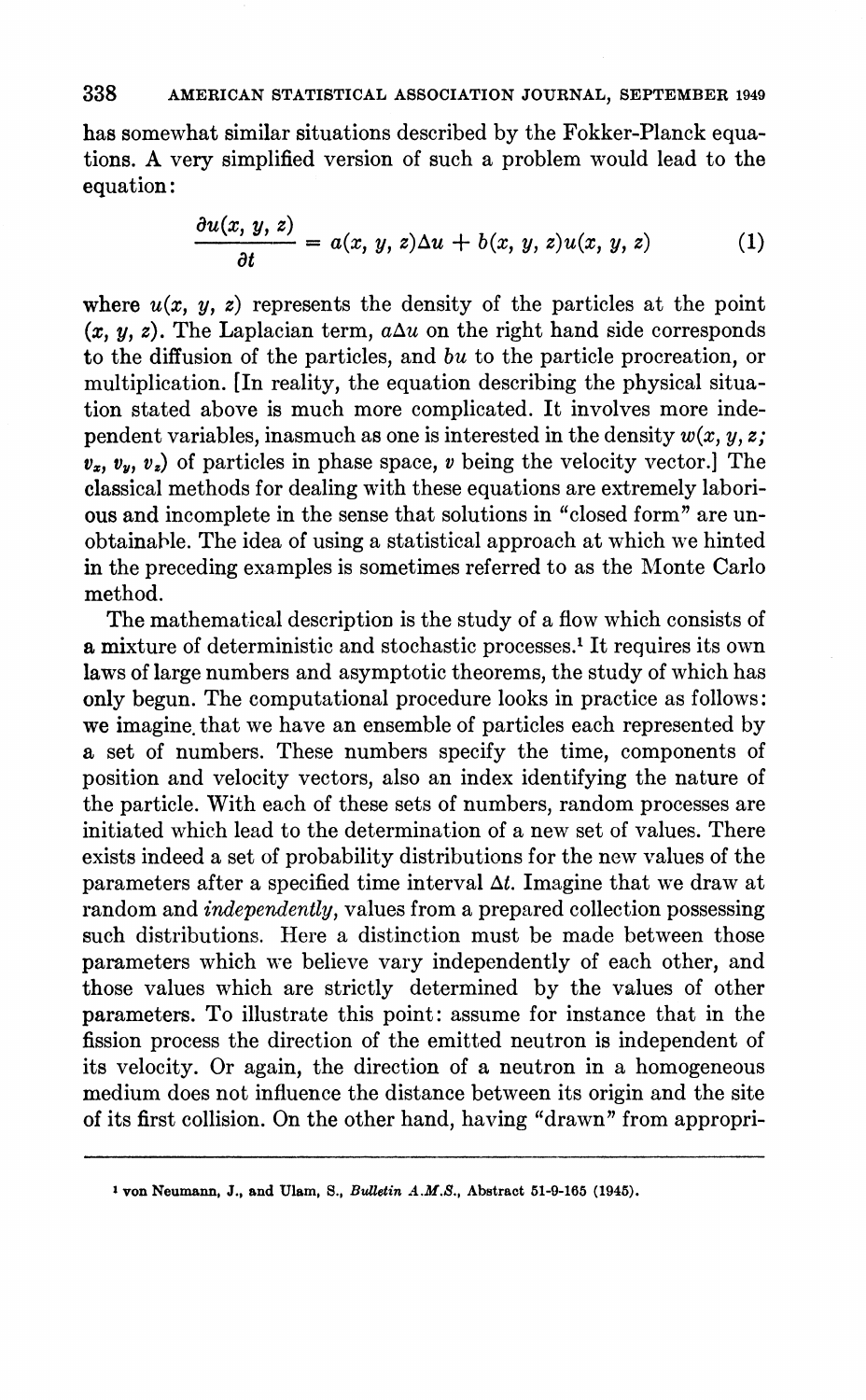has somewhat similar situations described by the Fokker-Planck equations. A very simplified version of such a problem would lead to the equation:

$$\frac{\partial u(x, y, z)}{\partial t} = a(x, y, z)\Delta u + b(x, y, z)u(x, y, z) \tag{1}$$

where $u(x, y, z)$ represents the density of the particles at the point $(x, y, z)$. The Laplacian term, $a\Delta u$ on the right hand side corresponds to the diffusion of the particles, and $bu$ to the particle procreation, or multiplication. [In reality, the equation describing the physical situation stated above is much more complicated. It involves more independent variables, inasmuch as one is interested in the density $w(x, y, z; v_x, v_y, v_z)$ of particles in phase space, $v$ being the velocity vector.] The classical methods for dealing with these equations are extremely laborious and incomplete in the sense that solutions in "closed form" are unobtainable. The idea of using a statistical approach at which we hinted in the preceding examples is sometimes referred to as the Monte Carlo method.

The mathematical description is the study of a flow which consists of a mixture of deterministic and stochastic processes.[1] It requires its own laws of large numbers and asymptotic theorems, the study of which has only begun. The computational procedure looks in practice as follows: we imagine that we have an ensemble of particles each represented by a set of numbers. These numbers specify the time, components of position and velocity vectors, also an index identifying the nature of the particle. With each of these sets of numbers, random processes are initiated which lead to the determination of a new set of values. There exists indeed a set of probability distributions for the new values of the parameters after a specified time interval $\Delta t$. Imagine that we draw at random and *independently*, values from a prepared collection possessing such distributions. Here a distinction must be made between those parameters which we believe vary independently of each other, and those values which are strictly determined by the values of other parameters. To illustrate this point: assume for instance that in the fission process the direction of the emitted neutron is independent of its velocity. Or again, the direction of a neutron in a homogeneous medium does not influence the distance between its origin and the site of its first collision. On the other hand, having "drawn" from appropri-

---

[1] von Neumann, J., and Ulam, S., *Bulletin A.M.S.*, Abstract 51-9-165 (1945).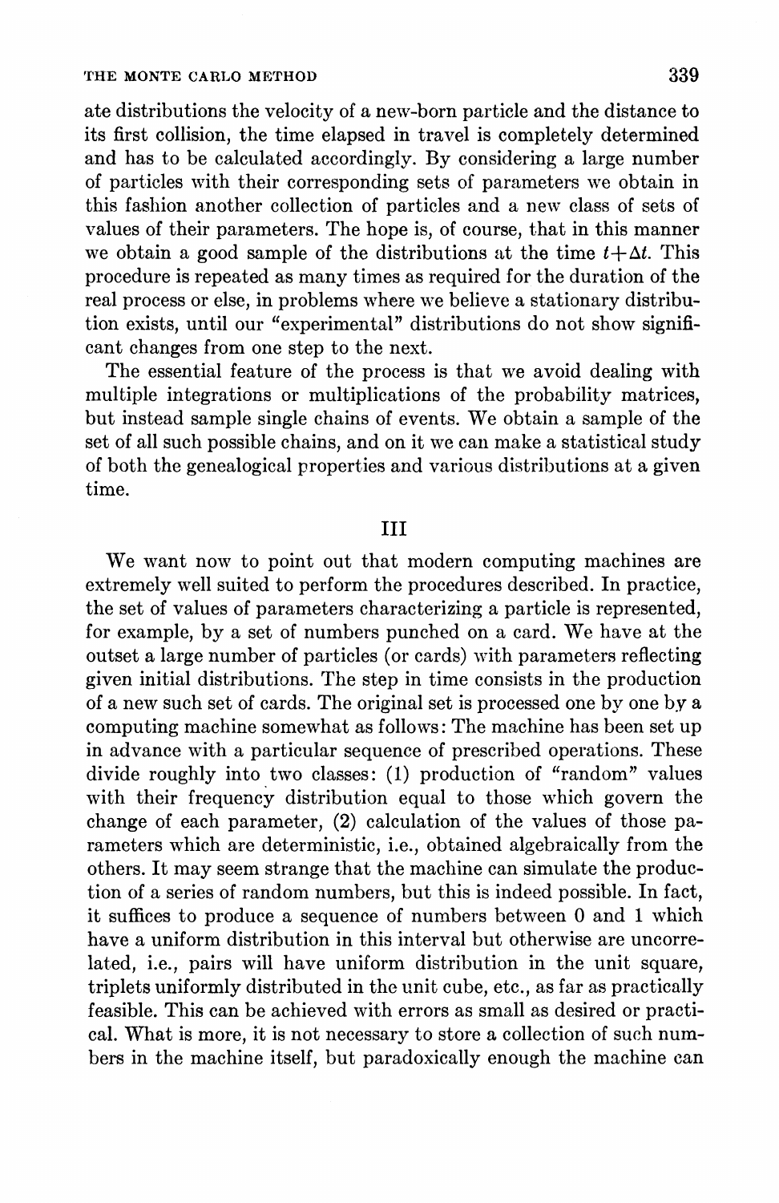ate distributions the velocity of a new-born particle and the distance to its first collision, the time elapsed in travel is completely determined and has to be calculated accordingly. By considering a large number of particles with their corresponding sets of parameters we obtain in this fashion another collection of particles and a new class of sets of values of their parameters. The hope is, of course, that in this manner we obtain a good sample of the distributions at the time $t+\Delta t$. This procedure is repeated as many times as required for the duration of the real process or else, in problems where we believe a stationary distribution exists, until our "experimental" distributions do not show significant changes from one step to the next.

The essential feature of the process is that we avoid dealing with multiple integrations or multiplications of the probability matrices, but instead sample single chains of events. We obtain a sample of the set of all such possible chains, and on it we can make a statistical study of both the genealogical properties and various distributions at a given time.

## III

We want now to point out that modern computing machines are extremely well suited to perform the procedures described. In practice, the set of values of parameters characterizing a particle is represented, for example, by a set of numbers punched on a card. We have at the outset a large number of particles (or cards) with parameters reflecting given initial distributions. The step in time consists in the production of a new such set of cards. The original set is processed one by one by a computing machine somewhat as follows: The machine has been set up in advance with a particular sequence of prescribed operations. These divide roughly into two classes: (1) production of "random" values with their frequency distribution equal to those which govern the change of each parameter, (2) calculation of the values of those parameters which are deterministic, i.e., obtained algebraically from the others. It may seem strange that the machine can simulate the production of a series of random numbers, but this is indeed possible. In fact, it suffices to produce a sequence of numbers between 0 and 1 which have a uniform distribution in this interval but otherwise are uncorrelated, i.e., pairs will have uniform distribution in the unit square, triplets uniformly distributed in the unit cube, etc., as far as practically feasible. This can be achieved with errors as small as desired or practical. What is more, it is not necessary to store a collection of such numbers in the machine itself, but paradoxically enough the machine can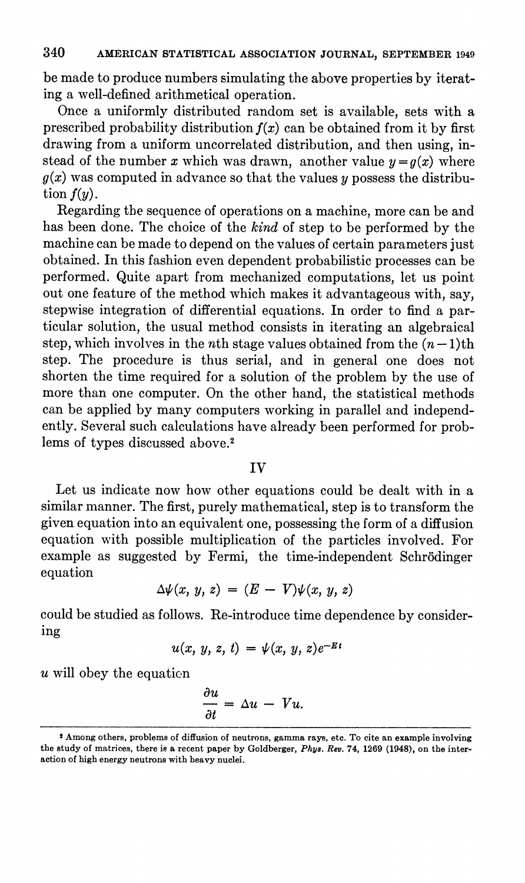be made to produce numbers simulating the above properties by iterating a well-defined arithmetical operation.

Once a uniformly distributed random set is available, sets with a prescribed probability distribution $f(x)$ can be obtained from it by first drawing from a uniform uncorrelated distribution, and then using, instead of the number $x$ which was drawn, another value $y = g(x)$ where $g(x)$ was computed in advance so that the values $y$ possess the distribution $f(y)$.

Regarding the sequence of operations on a machine, more can be and has been done. The choice of the *kind* of step to be performed by the machine can be made to depend on the values of certain parameters just obtained. In this fashion even dependent probabilistic processes can be performed. Quite apart from mechanized computations, let us point out one feature of the method which makes it advantageous with, say, stepwise integration of differential equations. In order to find a particular solution, the usual method consists in iterating an algebraical step, which involves in the $n$th stage values obtained from the $(n-1)$th step. The procedure is thus serial, and in general one does not shorten the time required for a solution of the problem by the use of more than one computer. On the other hand, the statistical methods can be applied by many computers working in parallel and independently. Several such calculations have already been performed for problems of types discussed above.[2]

## IV

Let us indicate now how other equations could be dealt with in a similar manner. The first, purely mathematical, step is to transform the given equation into an equivalent one, possessing the form of a diffusion equation with possible multiplication of the particles involved. For example as suggested by Fermi, the time-independent Schrödinger equation

$$\Delta\psi(x, y, z) = (E - V)\psi(x, y, z)$$

could be studied as follows. Re-introduce time dependence by considering

$$u(x, y, z, t) = \psi(x, y, z)e^{-Et}$$

$u$ will obey the equation

$$\frac{\partial u}{\partial t} = \Delta u - Vu.$$

[2] Among others, problems of diffusion of neutrons, gamma rays, etc. To cite an example involving the study of matrices, there is a recent paper by Goldberger, *Phys. Rev.* 74, 1269 (1948), on the interaction of high energy neutrons with heavy nuclei.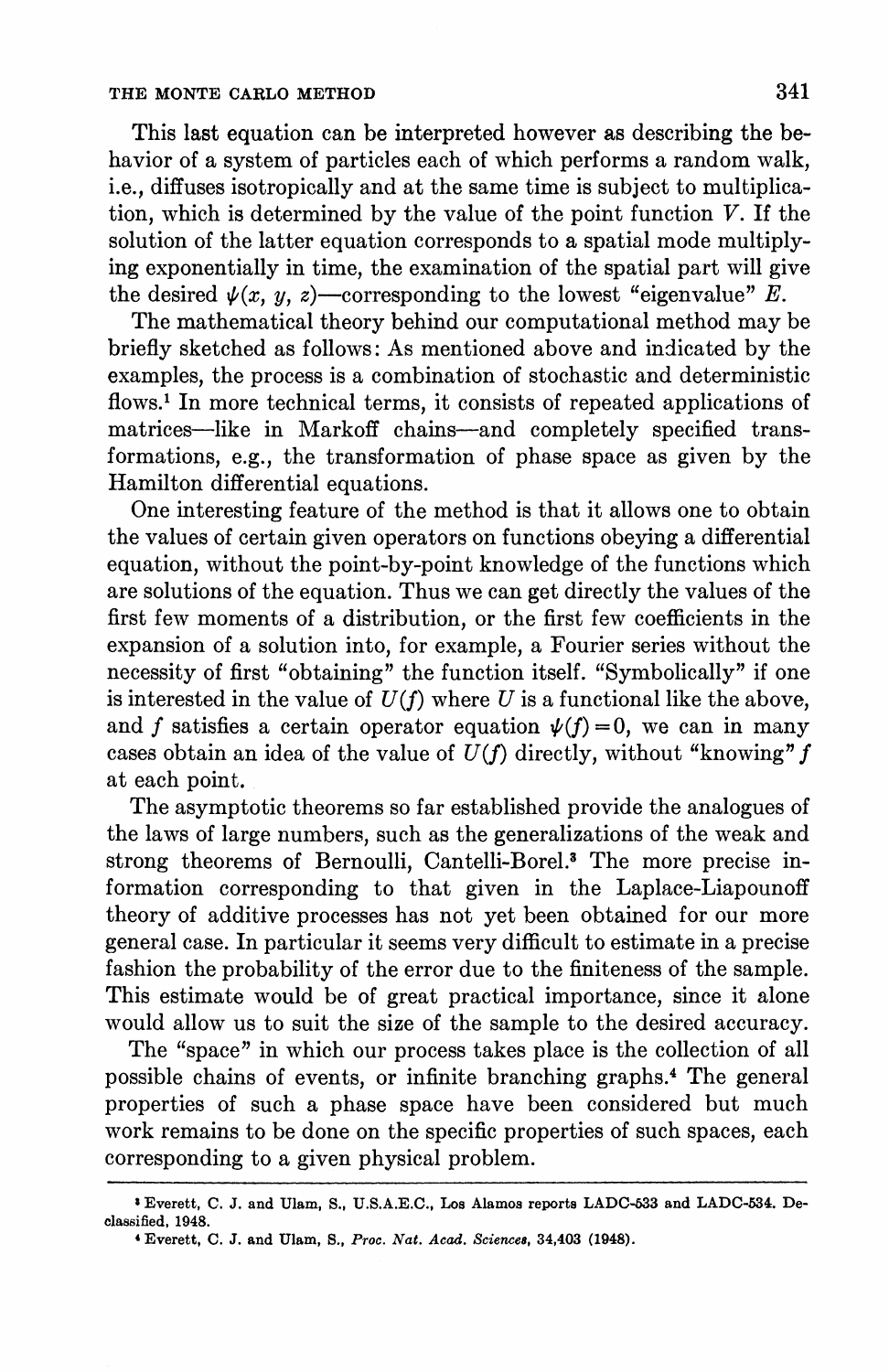This last equation can be interpreted however as describing the behavior of a system of particles each of which performs a random walk, i.e., diffuses isotropically and at the same time is subject to multiplication, which is determined by the value of the point function $V$. If the solution of the latter equation corresponds to a spatial mode multiplying exponentially in time, the examination of the spatial part will give the desired $\psi(x, y, z)$—corresponding to the lowest "eigenvalue" $E$.

The mathematical theory behind our computational method may be briefly sketched as follows: As mentioned above and indicated by the examples, the process is a combination of stochastic and deterministic flows.[1] In more technical terms, it consists of repeated applications of matrices—like in Markoff chains—and completely specified transformations, e.g., the transformation of phase space as given by the Hamilton differential equations.

One interesting feature of the method is that it allows one to obtain the values of certain given operators on functions obeying a differential equation, without the point-by-point knowledge of the functions which are solutions of the equation. Thus we can get directly the values of the first few moments of a distribution, or the first few coefficients in the expansion of a solution into, for example, a Fourier series without the necessity of first "obtaining" the function itself. "Symbolically" if one is interested in the value of $U(f)$ where $U$ is a functional like the above, and $f$ satisfies a certain operator equation $\psi(f) = 0$, we can in many cases obtain an idea of the value of $U(f)$ directly, without "knowing" $f$ at each point.

The asymptotic theorems so far established provide the analogues of the laws of large numbers, such as the generalizations of the weak and strong theorems of Bernoulli, Cantelli-Borel.[3] The more precise information corresponding to that given in the Laplace-Liapounoff theory of additive processes has not yet been obtained for our more general case. In particular it seems very difficult to estimate in a precise fashion the probability of the error due to the finiteness of the sample. This estimate would be of great practical importance, since it alone would allow us to suit the size of the sample to the desired accuracy.

The "space" in which our process takes place is the collection of all possible chains of events, or infinite branching graphs.[4] The general properties of such a phase space have been considered but much work remains to be done on the specific properties of such spaces, each corresponding to a given physical problem.

---

[3] Everett, C. J. and Ulam, S., U.S.A.E.C., Los Alamos reports LADC-533 and LADC-534. Declassified, 1948.

[4] Everett, C. J. and Ulam, S., *Proc. Nat. Acad. Sciences*, 34,403 (1948).